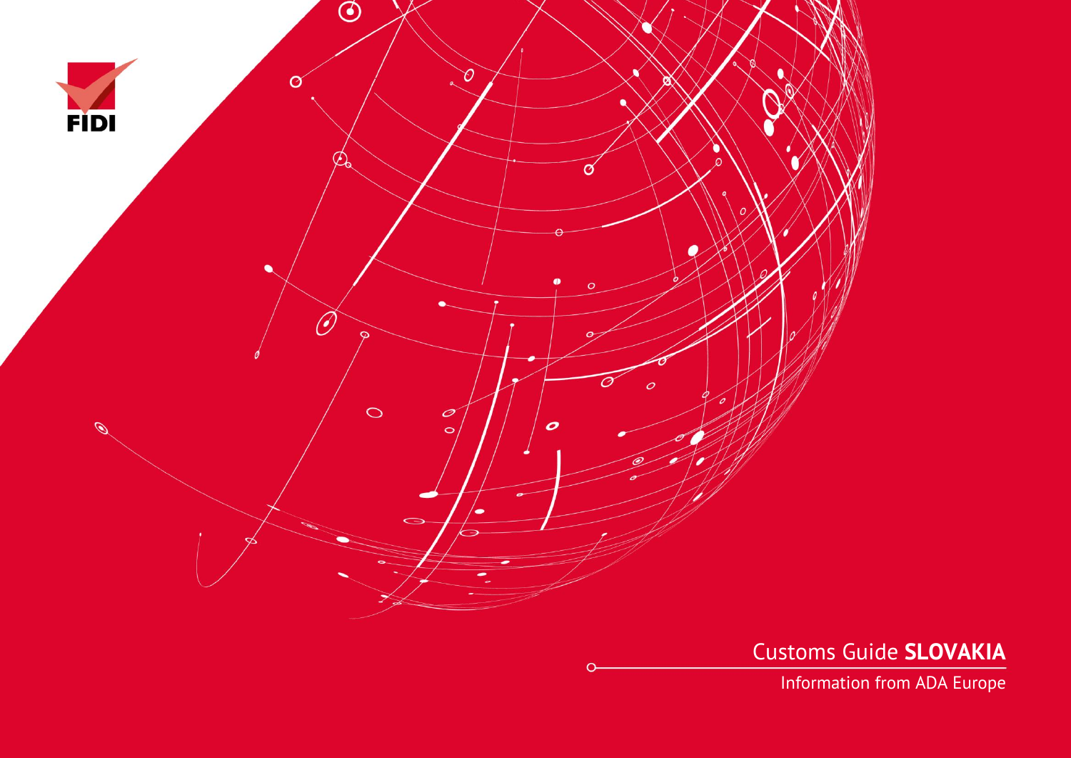FIDI

# Customs Guide **SLOVAKIA**

Information from ADA Europe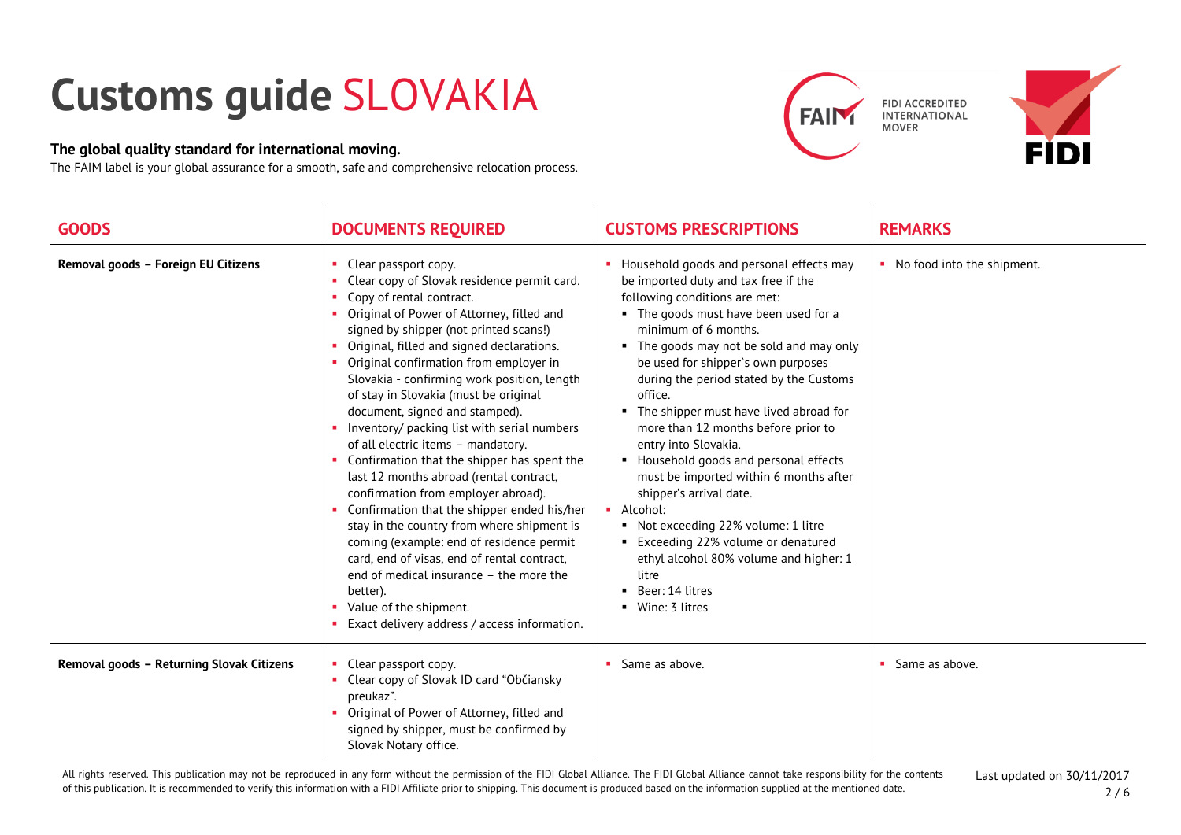# Customs guide SLOVAKIA

**The global quality standard for international moving.**
The FAIM label is your global assurance for a smooth, safe and comprehensive relocation process.

FIDI ACCREDITED INTERNATIONAL MOVER

| GOODS | DOCUMENTS REQUIRED | CUSTOMS PRESCRIPTIONS | REMARKS |
|---|---|---|---|
| **Removal goods – Foreign EU Citizens** | ▪ Clear passport copy.<br>▪ Clear copy of Slovak residence permit card.<br>▪ Copy of rental contract.<br>▪ Original of Power of Attorney, filled and signed by shipper (not printed scans!)<br>▪ Original, filled and signed declarations.<br>▪ Original confirmation from employer in Slovakia - confirming work position, length of stay in Slovakia (must be original document, signed and stamped).<br>▪ Inventory/ packing list with serial numbers of all electric items – mandatory.<br>▪ Confirmation that the shipper has spent the last 12 months abroad (rental contract, confirmation from employer abroad).<br>▪ Confirmation that the shipper ended his/her stay in the country from where shipment is coming (example: end of residence permit card, end of visas, end of rental contract, end of medical insurance – the more the better).<br>▪ Value of the shipment.<br>▪ Exact delivery address / access information. | ▪ Household goods and personal effects may be imported duty and tax free if the following conditions are met:<br>&nbsp;&nbsp;▪ The goods must have been used for a minimum of 6 months.<br>&nbsp;&nbsp;▪ The goods may not be sold and may only be used for shipper`s own purposes during the period stated by the Customs office.<br>&nbsp;&nbsp;▪ The shipper must have lived abroad for more than 12 months before prior to entry into Slovakia.<br>&nbsp;&nbsp;▪ Household goods and personal effects must be imported within 6 months after shipper's arrival date.<br>▪ Alcohol:<br>&nbsp;&nbsp;▪ Not exceeding 22% volume: 1 litre<br>&nbsp;&nbsp;▪ Exceeding 22% volume or denatured ethyl alcohol 80% volume and higher: 1 litre<br>&nbsp;&nbsp;▪ Beer: 14 litres<br>&nbsp;&nbsp;▪ Wine: 3 litres | ▪ No food into the shipment. |
| **Removal goods – Returning Slovak Citizens** | ▪ Clear passport copy.<br>▪ Clear copy of Slovak ID card "Občiansky preukaz".<br>▪ Original of Power of Attorney, filled and signed by shipper, must be confirmed by Slovak Notary office. | ▪ Same as above. | ▪ Same as above. |

All rights reserved. This publication may not be reproduced in any form without the permission of the FIDI Global Alliance. The FIDI Global Alliance cannot take responsibility for the contents of this publication. It is recommended to verify this information with a FIDI Affiliate prior to shipping. This document is produced based on the information supplied at the mentioned date.

Last updated on 30/11/2017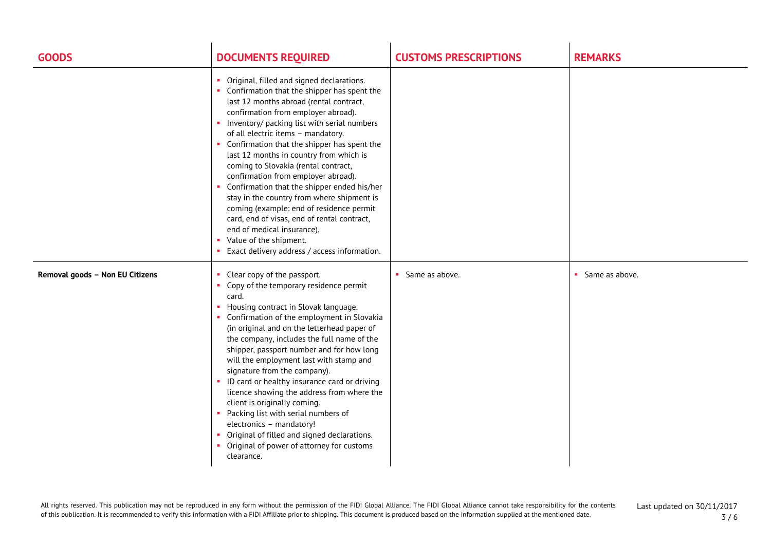| GOODS | DOCUMENTS REQUIRED | CUSTOMS PRESCRIPTIONS | REMARKS |
|---|---|---|---|
| | ▪ Original, filled and signed declarations.<br>▪ Confirmation that the shipper has spent the last 12 months abroad (rental contract, confirmation from employer abroad).<br>▪ Inventory/ packing list with serial numbers of all electric items – mandatory.<br>▪ Confirmation that the shipper has spent the last 12 months in country from which is coming to Slovakia (rental contract, confirmation from employer abroad).<br>▪ Confirmation that the shipper ended his/her stay in the country from where shipment is coming (example: end of residence permit card, end of visas, end of rental contract, end of medical insurance).<br>▪ Value of the shipment.<br>▪ Exact delivery address / access information. | | |
| **Removal goods – Non EU Citizens** | ▪ Clear copy of the passport.<br>▪ Copy of the temporary residence permit card.<br>▪ Housing contract in Slovak language.<br>▪ Confirmation of the employment in Slovakia (in original and on the letterhead paper of the company, includes the full name of the shipper, passport number and for how long will the employment last with stamp and signature from the company).<br>▪ ID card or healthy insurance card or driving licence showing the address from where the client is originally coming.<br>▪ Packing list with serial numbers of electronics – mandatory!<br>▪ Original of filled and signed declarations.<br>▪ Original of power of attorney for customs clearance. | ▪ Same as above. | ▪ Same as above. |

All rights reserved. This publication may not be reproduced in any form without the permission of the FIDI Global Alliance. The FIDI Global Alliance cannot take responsibility for the contents of this publication. It is recommended to verify this information with a FIDI Affiliate prior to shipping. This document is produced based on the information supplied at the mentioned date.

Last updated on 30/11/2017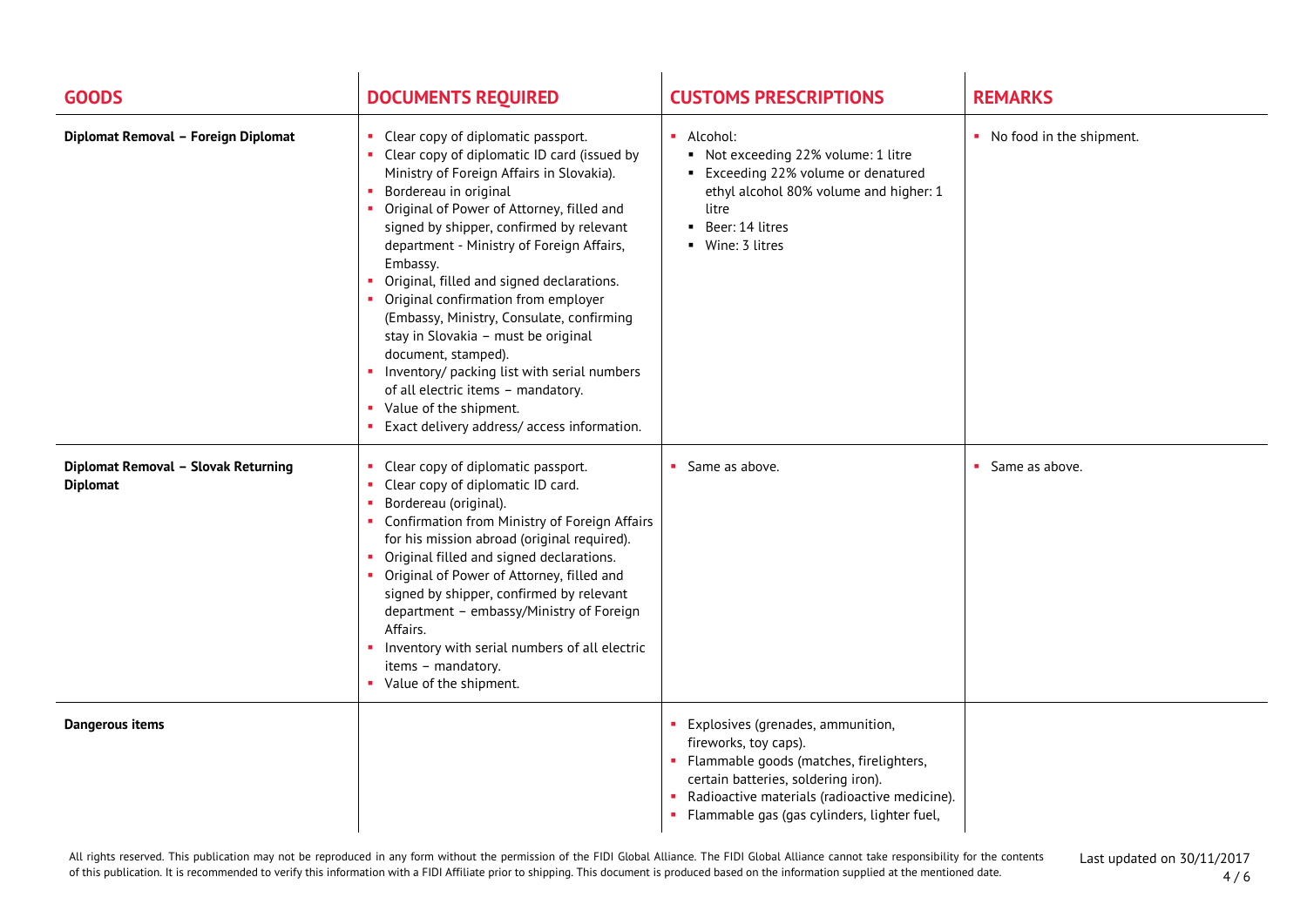| GOODS | DOCUMENTS REQUIRED | CUSTOMS PRESCRIPTIONS | REMARKS |
|---|---|---|---|
| **Diplomat Removal – Foreign Diplomat** | • Clear copy of diplomatic passport.<br>• Clear copy of diplomatic ID card (issued by Ministry of Foreign Affairs in Slovakia).<br>• Bordereau in original<br>• Original of Power of Attorney, filled and signed by shipper, confirmed by relevant department - Ministry of Foreign Affairs, Embassy.<br>• Original, filled and signed declarations.<br>• Original confirmation from employer (Embassy, Ministry, Consulate, confirming stay in Slovakia – must be original document, stamped).<br>• Inventory/ packing list with serial numbers of all electric items – mandatory.<br>• Value of the shipment.<br>• Exact delivery address/ access information. | • Alcohol:<br>  ▪ Not exceeding 22% volume: 1 litre<br>  ▪ Exceeding 22% volume or denatured ethyl alcohol 80% volume and higher: 1 litre<br>  ▪ Beer: 14 litres<br>  ▪ Wine: 3 litres | • No food in the shipment. |
| **Diplomat Removal – Slovak Returning Diplomat** | • Clear copy of diplomatic passport.<br>• Clear copy of diplomatic ID card.<br>• Bordereau (original).<br>• Confirmation from Ministry of Foreign Affairs for his mission abroad (original required).<br>• Original filled and signed declarations.<br>• Original of Power of Attorney, filled and signed by shipper, confirmed by relevant department – embassy/Ministry of Foreign Affairs.<br>• Inventory with serial numbers of all electric items – mandatory.<br>• Value of the shipment. | • Same as above. | • Same as above. |
| **Dangerous items** | | • Explosives (grenades, ammunition, fireworks, toy caps).<br>• Flammable goods (matches, firelighters, certain batteries, soldering iron).<br>• Radioactive materials (radioactive medicine).<br>• Flammable gas (gas cylinders, lighter fuel, | |

All rights reserved. This publication may not be reproduced in any form without the permission of the FIDI Global Alliance. The FIDI Global Alliance cannot take responsibility for the contents of this publication. It is recommended to verify this information with a FIDI Affiliate prior to shipping. This document is produced based on the information supplied at the mentioned date.

Last updated on 30/11/2017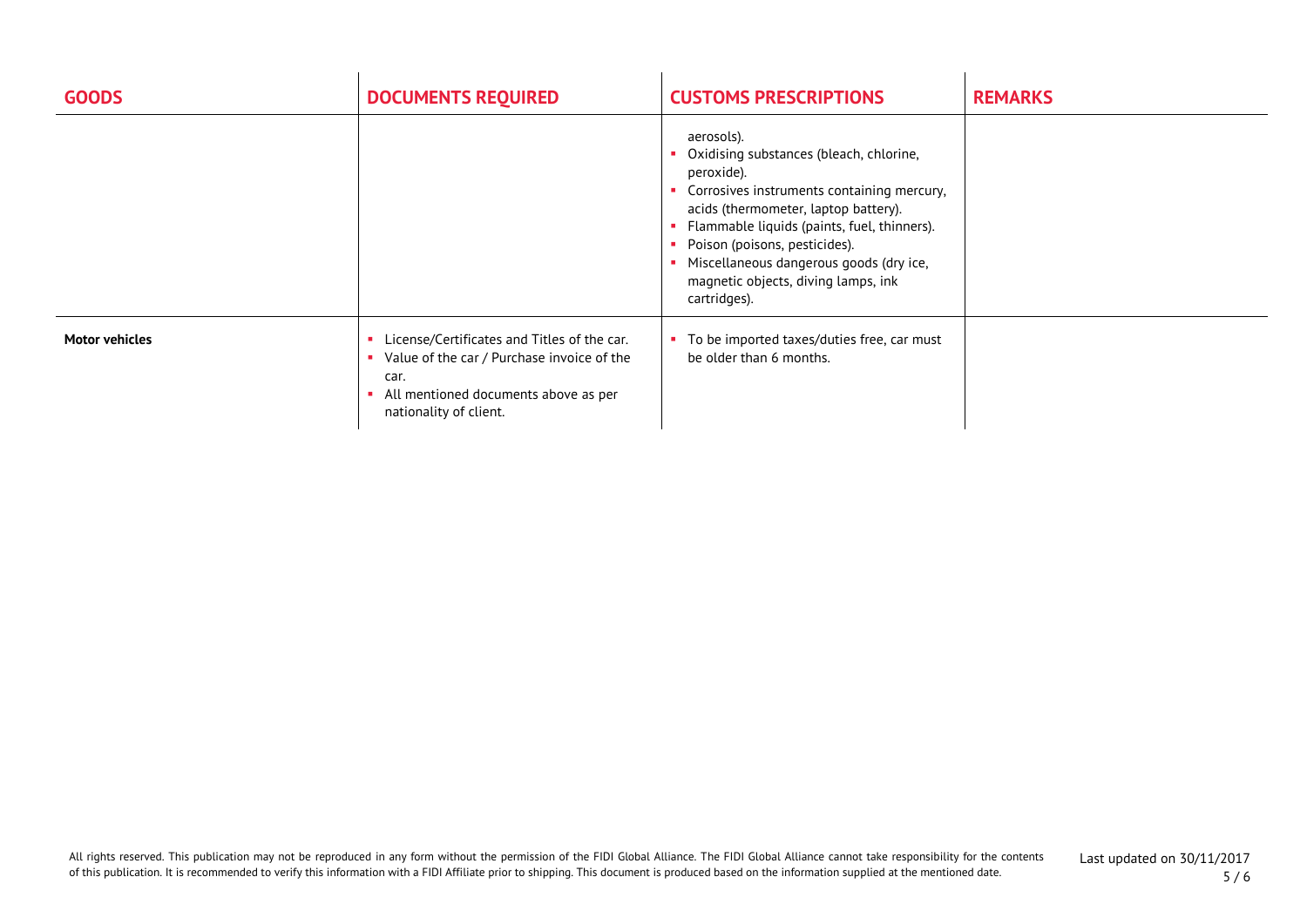| GOODS | DOCUMENTS REQUIRED | CUSTOMS PRESCRIPTIONS | REMARKS |
|---|---|---|---|
| | | aerosols).<br>- Oxidising substances (bleach, chlorine, peroxide).<br>- Corrosives instruments containing mercury, acids (thermometer, laptop battery).<br>- Flammable liquids (paints, fuel, thinners).<br>- Poison (poisons, pesticides).<br>- Miscellaneous dangerous goods (dry ice, magnetic objects, diving lamps, ink cartridges). | |
| **Motor vehicles** | - License/Certificates and Titles of the car.<br>- Value of the car / Purchase invoice of the car.<br>- All mentioned documents above as per nationality of client. | - To be imported taxes/duties free, car must be older than 6 months. | |

All rights reserved. This publication may not be reproduced in any form without the permission of the FIDI Global Alliance. The FIDI Global Alliance cannot take responsibility for the contents of this publication. It is recommended to verify this information with a FIDI Affiliate prior to shipping. This document is produced based on the information supplied at the mentioned date.

Last updated on 30/11/2017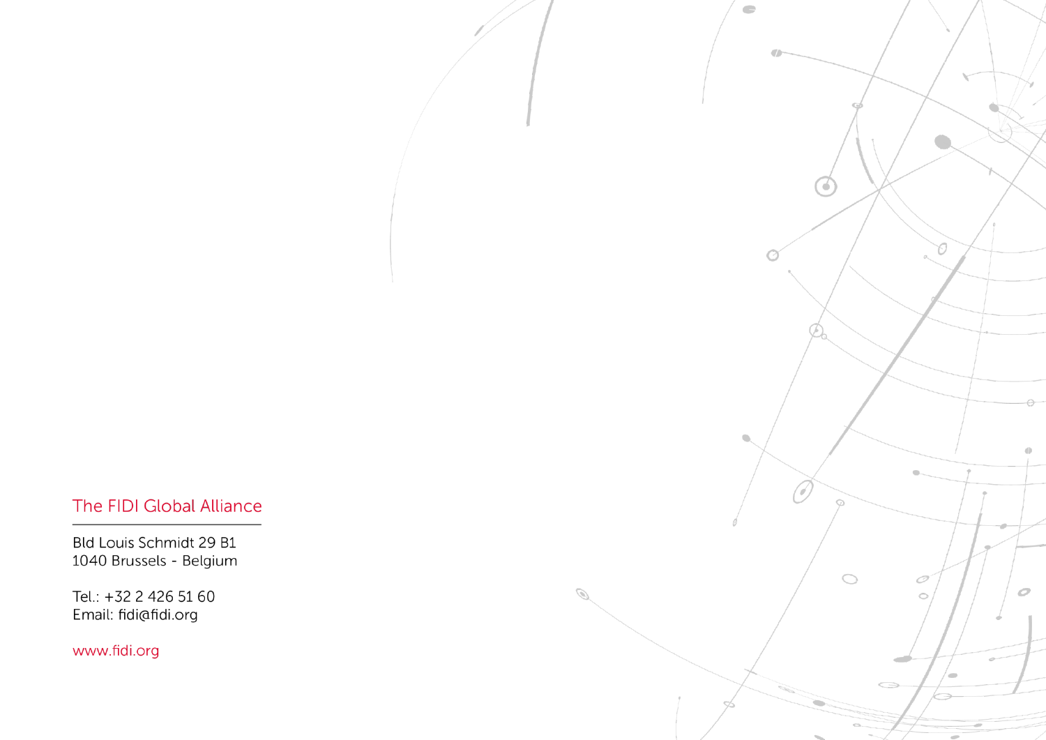The FIDI Global Alliance

Bld Louis Schmidt 29 B1
1040 Brussels - Belgium

Tel.: +32 2 426 51 60
Email: fidi@fidi.org

www.fidi.org